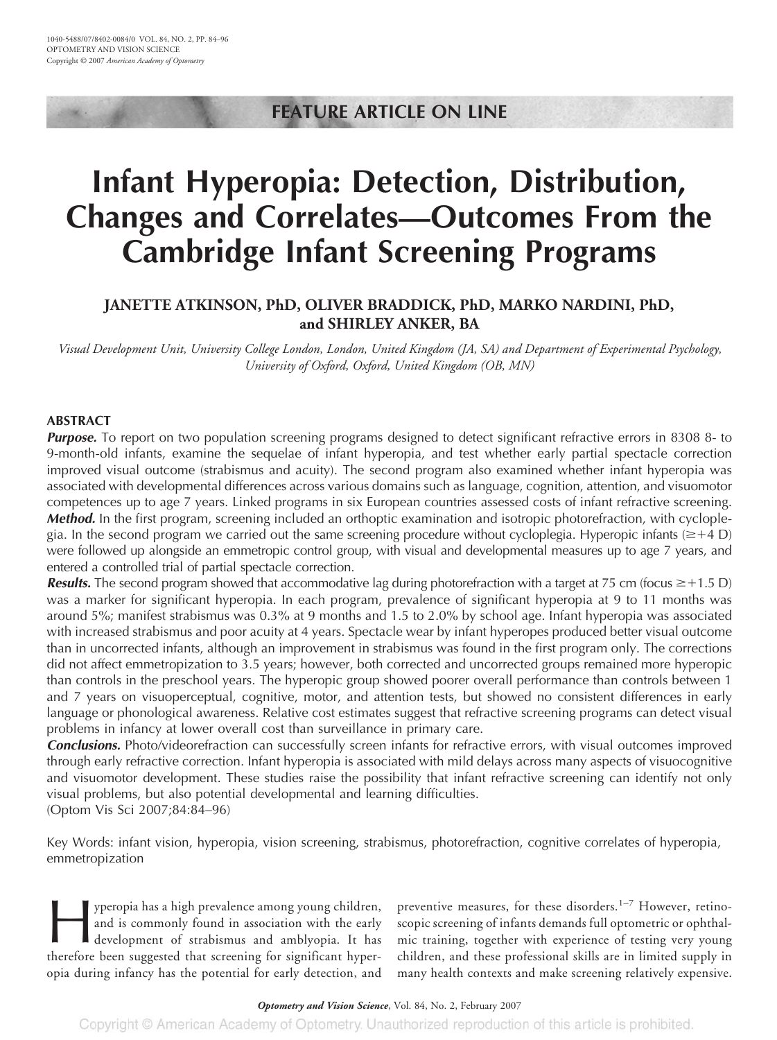FEATURE ARTICLE ON LINE

# Infant Hyperopia: Detection, Distribution, Changes and Correlates—Outcomes From the Cambridge Infant Screening Programs

**JANETTE ATKINSON, PhD, OLIVER BRADDICK, PhD, MARKO NARDINI, PhD, and SHIRLEY ANKER, BA**

*Visual Development Unit, University College London, London, United Kingdom (JA, SA) and Department of Experimental Psychology, University of Oxford, Oxford, United Kingdom (OB, MN)*

## ABSTRACT

***Purpose.*** To report on two population screening programs designed to detect significant refractive errors in 8308 8- to 9-month-old infants, examine the sequelae of infant hyperopia, and test whether early partial spectacle correction improved visual outcome (strabismus and acuity). The second program also examined whether infant hyperopia was associated with developmental differences across various domains such as language, cognition, attention, and visuomotor competences up to age 7 years. Linked programs in six European countries assessed costs of infant refractive screening.

***Method.*** In the first program, screening included an orthoptic examination and isotropic photorefraction, with cycloplegia. In the second program we carried out the same screening procedure without cycloplegia. Hyperopic infants (≥+4 D) were followed up alongside an emmetropic control group, with visual and developmental measures up to age 7 years, and entered a controlled trial of partial spectacle correction.

***Results.*** The second program showed that accommodative lag during photorefraction with a target at 75 cm (focus ≥+1.5 D) was a marker for significant hyperopia. In each program, prevalence of significant hyperopia at 9 to 11 months was around 5%; manifest strabismus was 0.3% at 9 months and 1.5 to 2.0% by school age. Infant hyperopia was associated with increased strabismus and poor acuity at 4 years. Spectacle wear by infant hyperopes produced better visual outcome than in uncorrected infants, although an improvement in strabismus was found in the first program only. The corrections did not affect emmetropization to 3.5 years; however, both corrected and uncorrected groups remained more hyperopic than controls in the preschool years. The hyperopic group showed poorer overall performance than controls between 1 and 7 years on visuoperceptual, cognitive, motor, and attention tests, but showed no consistent differences in early language or phonological awareness. Relative cost estimates suggest that refractive screening programs can detect visual problems in infancy at lower overall cost than surveillance in primary care.

***Conclusions.*** Photo/videorefraction can successfully screen infants for refractive errors, with visual outcomes improved through early refractive correction. Infant hyperopia is associated with mild delays across many aspects of visuocognitive and visuomotor development. These studies raise the possibility that infant refractive screening can identify not only visual problems, but also potential developmental and learning difficulties.

(Optom Vis Sci 2007;84:84–96)

Key Words: infant vision, hyperopia, vision screening, strabismus, photorefraction, cognitive correlates of hyperopia, emmetropization

Hyperopia has a high prevalence among young children, and is commonly found in association with the early development of strabismus and amblyopia. It has therefore been suggested that screening for significant hyperopia during infancy has the potential for early detection, and preventive measures, for these disorders.[1–7] However, retinoscopic screening of infants demands full optometric or ophthalmic training, together with experience of testing very young children, and these professional skills are in limited supply in many health contexts and make screening relatively expensive.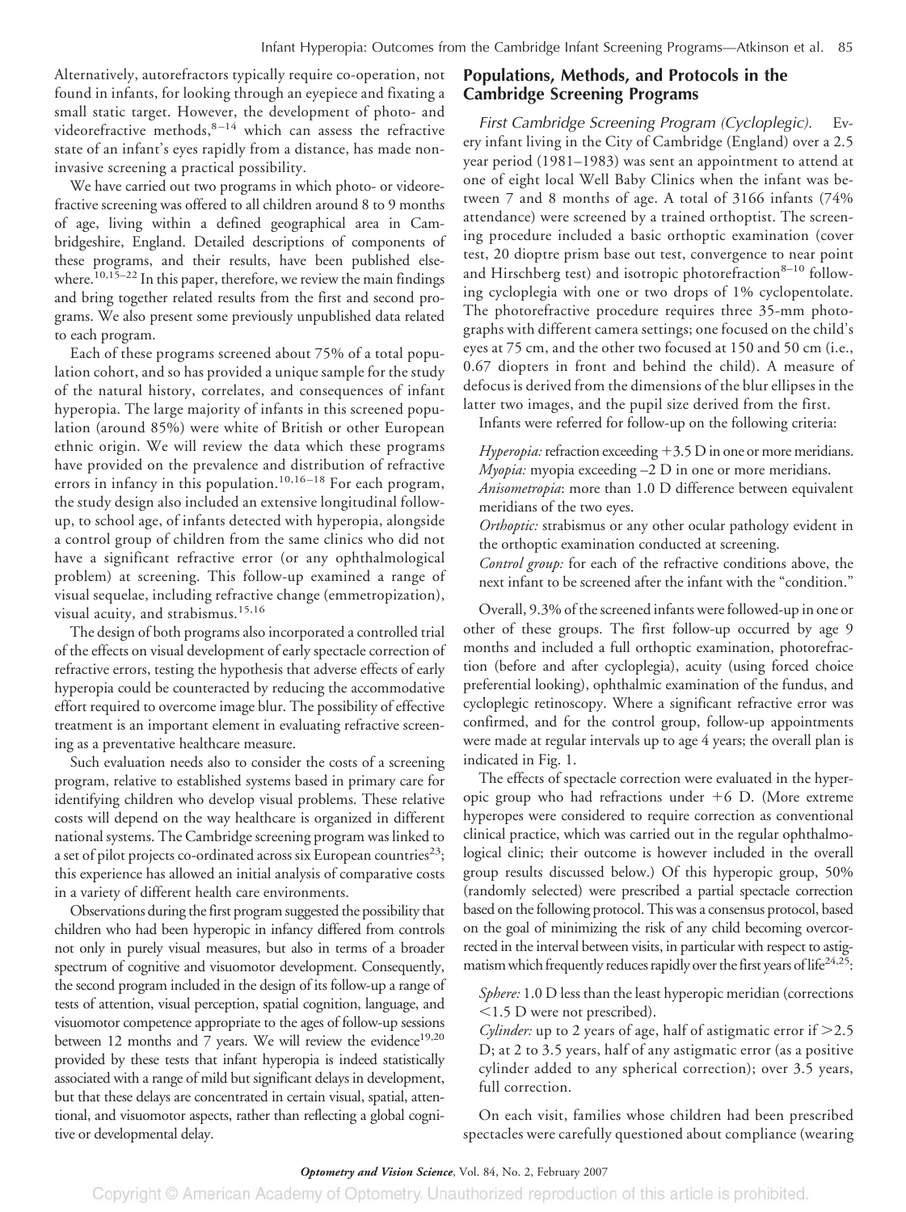Alternatively, autorefractors typically require co-operation, not found in infants, for looking through an eyepiece and fixating a small static target. However, the development of photo- and videorefractive methods,[8–14] which can assess the refractive state of an infant's eyes rapidly from a distance, has made non-invasive screening a practical possibility.

We have carried out two programs in which photo- or videorefractive screening was offered to all children around 8 to 9 months of age, living within a defined geographical area in Cambridgeshire, England. Detailed descriptions of components of these programs, and their results, have been published elsewhere.[10,15–22] In this paper, therefore, we review the main findings and bring together related results from the first and second programs. We also present some previously unpublished data related to each program.

Each of these programs screened about 75% of a total population cohort, and so has provided a unique sample for the study of the natural history, correlates, and consequences of infant hyperopia. The large majority of infants in this screened population (around 85%) were white of British or other European ethnic origin. We will review the data which these programs have provided on the prevalence and distribution of refractive errors in infancy in this population.[10,16–18] For each program, the study design also included an extensive longitudinal follow-up, to school age, of infants detected with hyperopia, alongside a control group of children from the same clinics who did not have a significant refractive error (or any ophthalmological problem) at screening. This follow-up examined a range of visual sequelae, including refractive change (emmetropization), visual acuity, and strabismus.[15,16]

The design of both programs also incorporated a controlled trial of the effects on visual development of early spectacle correction of refractive errors, testing the hypothesis that adverse effects of early hyperopia could be counteracted by reducing the accommodative effort required to overcome image blur. The possibility of effective treatment is an important element in evaluating refractive screening as a preventative healthcare measure.

Such evaluation needs also to consider the costs of a screening program, relative to established systems based in primary care for identifying children who develop visual problems. These relative costs will depend on the way healthcare is organized in different national systems. The Cambridge screening program was linked to a set of pilot projects co-ordinated across six European countries[23]; this experience has allowed an initial analysis of comparative costs in a variety of different health care environments.

Observations during the first program suggested the possibility that children who had been hyperopic in infancy differed from controls not only in purely visual measures, but also in terms of a broader spectrum of cognitive and visuomotor development. Consequently, the second program included in the design of its follow-up a range of tests of attention, visual perception, spatial cognition, language, and visuomotor competence appropriate to the ages of follow-up sessions between 12 months and 7 years. We will review the evidence[19,20] provided by these tests that infant hyperopia is indeed statistically associated with a range of mild but significant delays in development, but that these delays are concentrated in certain visual, spatial, attentional, and visuomotor aspects, rather than reflecting a global cognitive or developmental delay.

## Populations, Methods, and Protocols in the Cambridge Screening Programs

*First Cambridge Screening Program (Cycloplegic).* Every infant living in the City of Cambridge (England) over a 2.5 year period (1981–1983) was sent an appointment to attend at one of eight local Well Baby Clinics when the infant was between 7 and 8 months of age. A total of 3166 infants (74% attendance) were screened by a trained orthoptist. The screening procedure included a basic orthoptic examination (cover test, 20 dioptre prism base out test, convergence to near point and Hirschberg test) and isotropic photorefraction[8–10] following cycloplegia with one or two drops of 1% cyclopentolate. The photorefractive procedure requires three 35-mm photographs with different camera settings; one focused on the child's eyes at 75 cm, and the other two focused at 150 and 50 cm (i.e., 0.67 diopters in front and behind the child). A measure of defocus is derived from the dimensions of the blur ellipses in the latter two images, and the pupil size derived from the first.

Infants were referred for follow-up on the following criteria:

*Hyperopia:* refraction exceeding +3.5 D in one or more meridians.
*Myopia:* myopia exceeding –2 D in one or more meridians.
*Anisometropia*: more than 1.0 D difference between equivalent meridians of the two eyes.
*Orthoptic:* strabismus or any other ocular pathology evident in the orthoptic examination conducted at screening.
*Control group:* for each of the refractive conditions above, the next infant to be screened after the infant with the "condition."

Overall, 9.3% of the screened infants were followed-up in one or other of these groups. The first follow-up occurred by age 9 months and included a full orthoptic examination, photorefraction (before and after cycloplegia), acuity (using forced choice preferential looking), ophthalmic examination of the fundus, and cycloplegic retinoscopy. Where a significant refractive error was confirmed, and for the control group, follow-up appointments were made at regular intervals up to age 4 years; the overall plan is indicated in Fig. 1.

The effects of spectacle correction were evaluated in the hyperopic group who had refractions under +6 D. (More extreme hyperopes were considered to require correction as conventional clinical practice, which was carried out in the regular ophthalmological clinic; their outcome is however included in the overall group results discussed below.) Of this hyperopic group, 50% (randomly selected) were prescribed a partial spectacle correction based on the following protocol. This was a consensus protocol, based on the goal of minimizing the risk of any child becoming overcorrected in the interval between visits, in particular with respect to astigmatism which frequently reduces rapidly over the first years of life[24,25]:

*Sphere:* 1.0 D less than the least hyperopic meridian (corrections <1.5 D were not prescribed).
*Cylinder:* up to 2 years of age, half of astigmatic error if >2.5 D; at 2 to 3.5 years, half of any astigmatic error (as a positive cylinder added to any spherical correction); over 3.5 years, full correction.

On each visit, families whose children had been prescribed spectacles were carefully questioned about compliance (wearing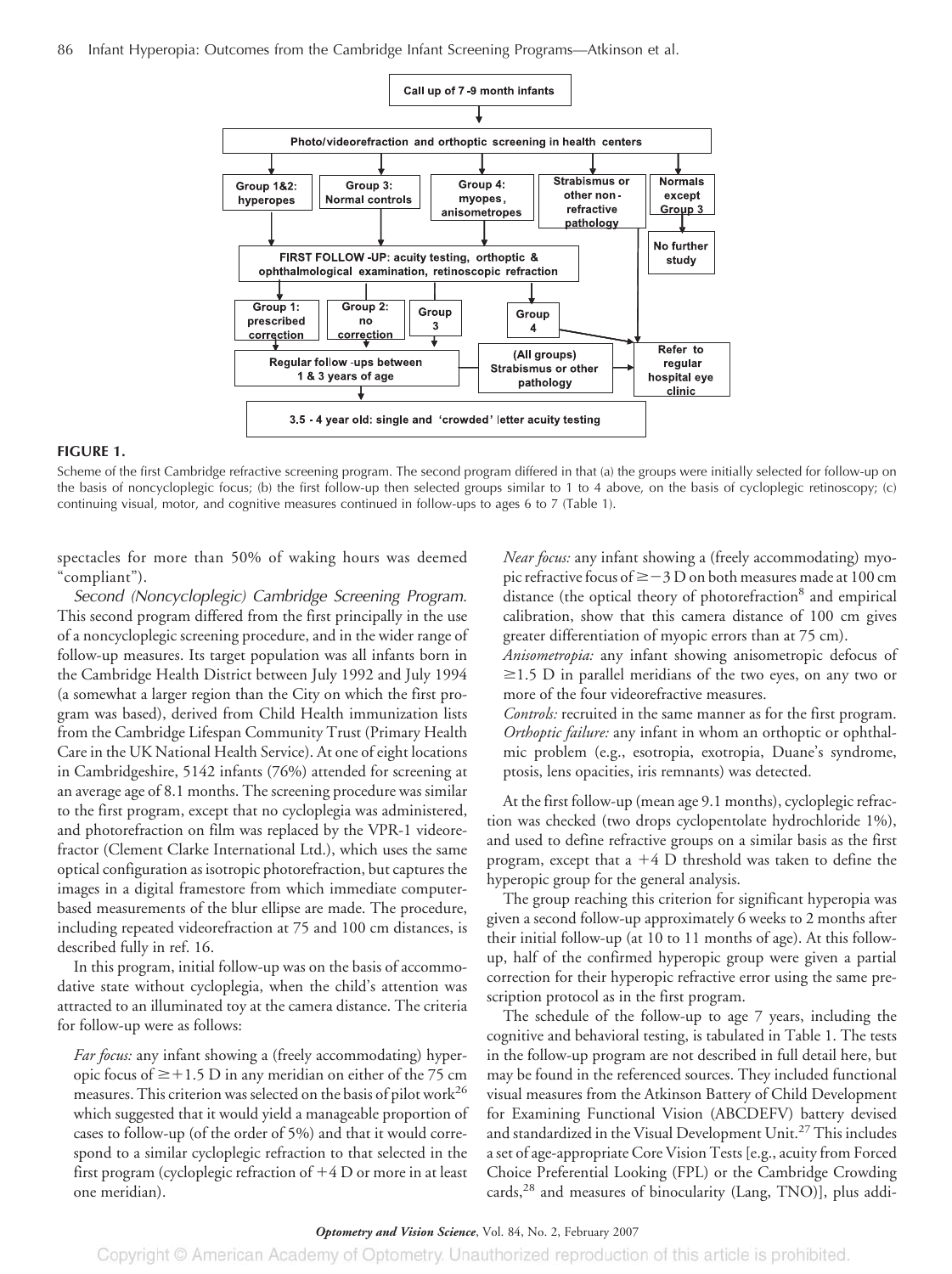**FIGURE 1.**

Scheme of the first Cambridge refractive screening program. The second program differed in that (a) the groups were initially selected for follow-up on the basis of noncycloplegic focus; (b) the first follow-up then selected groups similar to 1 to 4 above, on the basis of cycloplegic retinoscopy; (c) continuing visual, motor, and cognitive measures continued in follow-ups to ages 6 to 7 (Table 1).

spectacles for more than 50% of waking hours was deemed "compliant").

*Second (Noncycloplegic) Cambridge Screening Program.* This second program differed from the first principally in the use of a noncycloplegic screening procedure, and in the wider range of follow-up measures. Its target population was all infants born in the Cambridge Health District between July 1992 and July 1994 (a somewhat larger region than the City on which the first program was based), derived from Child Health immunization lists from the Cambridge Lifespan Community Trust (Primary Health Care in the UK National Health Service). At one of eight locations in Cambridgeshire, 5142 infants (76%) attended for screening at an average age of 8.1 months. The screening procedure was similar to the first program, except that no cycloplegia was administered, and photorefraction on film was replaced by the VPR-1 videorefractor (Clement Clarke International Ltd.), which uses the same optical configuration as isotropic photorefraction, but captures the images in a digital framestore from which immediate computer-based measurements of the blur ellipse are made. The procedure, including repeated videorefraction at 75 and 100 cm distances, is described fully in ref. 16.

In this program, initial follow-up was on the basis of accommodative state without cycloplegia, when the child's attention was attracted to an illuminated toy at the camera distance. The criteria for follow-up were as follows:

*Far focus:* any infant showing a (freely accommodating) hyperopic focus of $\geq +1.5$ D in any meridian on either of the 75 cm measures. This criterion was selected on the basis of pilot work[26] which suggested that it would yield a manageable proportion of cases to follow-up (of the order of 5%) and that it would correspond to a similar cycloplegic refraction to that selected in the first program (cycloplegic refraction of $+4$ D or more in at least one meridian).

*Near focus:* any infant showing a (freely accommodating) myopic refractive focus of $\geq -3$ D on both measures made at 100 cm distance (the optical theory of photorefraction[8] and empirical calibration, show that this camera distance of 100 cm gives greater differentiation of myopic errors than at 75 cm).

*Anisometropia:* any infant showing anisometropic defocus of $\geq 1.5$ D in parallel meridians of the two eyes, on any two or more of the four videorefractive measures.

*Controls:* recruited in the same manner as for the first program.

*Orthoptic failure:* any infant in whom an orthoptic or ophthalmic problem (e.g., esotropia, exotropia, Duane's syndrome, ptosis, lens opacities, iris remnants) was detected.

At the first follow-up (mean age 9.1 months), cycloplegic refraction was checked (two drops cyclopentolate hydrochloride 1%), and used to define refractive groups on a similar basis as the first program, except that a $+4$ D threshold was taken to define the hyperopic group for the general analysis.

The group reaching this criterion for significant hyperopia was given a second follow-up approximately 6 weeks to 2 months after their initial follow-up (at 10 to 11 months of age). At this follow-up, half of the confirmed hyperopic group were given a partial correction for their hyperopic refractive error using the same prescription protocol as in the first program.

The schedule of the follow-up to age 7 years, including the cognitive and behavioral testing, is tabulated in Table 1. The tests in the follow-up program are not described in full detail here, but may be found in the referenced sources. They included functional visual measures from the Atkinson Battery of Child Development for Examining Functional Vision (ABCDEFV) battery devised and standardized in the Visual Development Unit.[27] This includes a set of age-appropriate Core Vision Tests [e.g., acuity from Forced Choice Preferential Looking (FPL) or the Cambridge Crowding cards,[28] and measures of binocularity (Lang, TNO)], plus addi-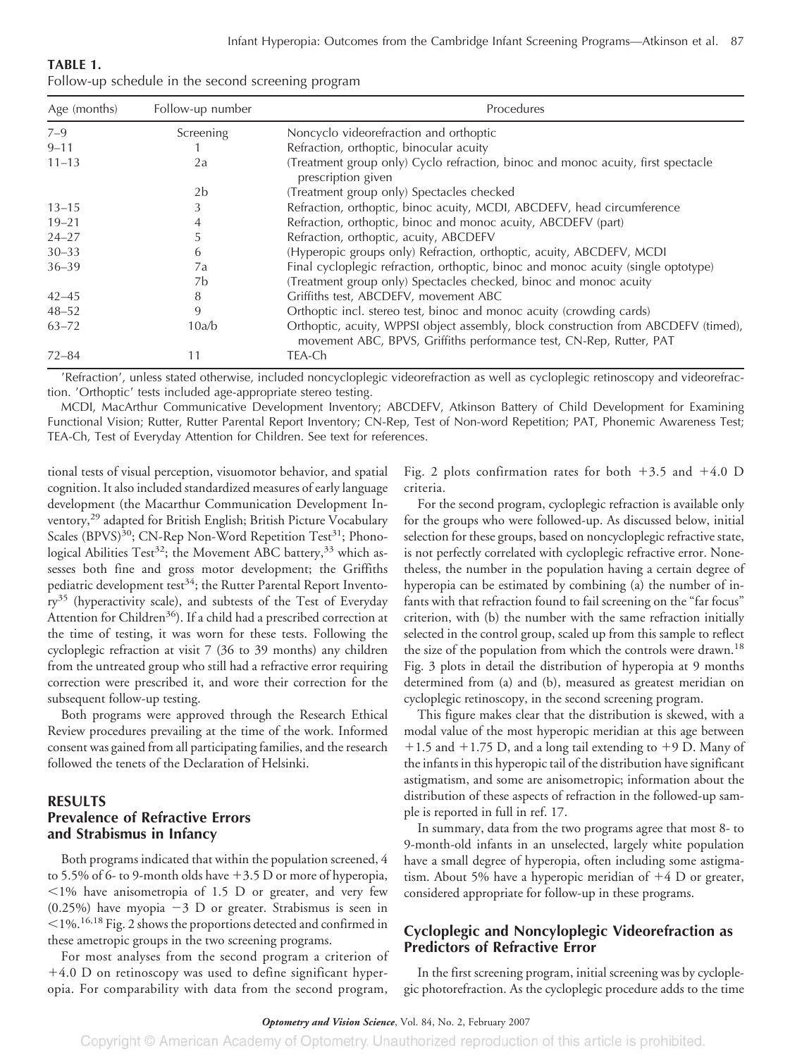**TABLE 1.**
Follow-up schedule in the second screening program

| Age (months) | Follow-up number | Procedures |
|---|---|---|
| 7–9 | Screening | Noncyclo videorefraction and orthoptic |
| 9–11 | 1 | Refraction, orthoptic, binocular acuity |
| 11–13 | 2a | (Treatment group only) Cyclo refraction, binoc and monoc acuity, first spectacle prescription given |
| | 2b | (Treatment group only) Spectacles checked |
| 13–15 | 3 | Refraction, orthoptic, binoc acuity, MCDI, ABCDEFV, head circumference |
| 19–21 | 4 | Refraction, orthoptic, binoc and monoc acuity, ABCDEFV (part) |
| 24–27 | 5 | Refraction, orthoptic, acuity, ABCDEFV |
| 30–33 | 6 | (Hyperopic groups only) Refraction, orthoptic, acuity, ABCDEFV, MCDI |
| 36–39 | 7a | Final cycloplegic refraction, orthoptic, binoc and monoc acuity (single optotype) |
| | 7b | (Treatment group only) Spectacles checked, binoc and monoc acuity |
| 42–45 | 8 | Griffiths test, ABCDEFV, movement ABC |
| 48–52 | 9 | Orthoptic incl. stereo test, binoc and monoc acuity (crowding cards) |
| 63–72 | 10a/b | Orthoptic, acuity, WPPSI object assembly, block construction from ABCDEFV (timed), movement ABC, BPVS, Griffiths performance test, CN-Rep, Rutter, PAT |
| 72–84 | 11 | TEA-Ch |

'Refraction', unless stated otherwise, included noncycloplegic videorefraction as well as cycloplegic retinoscopy and videorefraction. 'Orthoptic' tests included age-appropriate stereo testing.

MCDI, MacArthur Communicative Development Inventory; ABCDEFV, Atkinson Battery of Child Development for Examining Functional Vision; Rutter, Rutter Parental Report Inventory; CN-Rep, Test of Non-word Repetition; PAT, Phonemic Awareness Test; TEA-Ch, Test of Everyday Attention for Children. See text for references.

tional tests of visual perception, visuomotor behavior, and spatial cognition. It also included standardized measures of early language development (the Macarthur Communication Development Inventory,[29] adapted for British English; British Picture Vocabulary Scales (BPVS)[30]; CN-Rep Non-Word Repetition Test[31]; Phonological Abilities Test[32]; the Movement ABC battery,[33] which assesses both fine and gross motor development; the Griffiths pediatric development test[34]; the Rutter Parental Report Inventory[35] (hyperactivity scale), and subtests of the Test of Everyday Attention for Children[36]). If a child had a prescribed correction at the time of testing, it was worn for these tests. Following the cycloplegic refraction at visit 7 (36 to 39 months) any children from the untreated group who still had a refractive error requiring correction were prescribed it, and wore their correction for the subsequent follow-up testing.

Both programs were approved through the Research Ethical Review procedures prevailing at the time of the work. Informed consent was gained from all participating families, and the research followed the tenets of the Declaration of Helsinki.

## RESULTS

### Prevalence of Refractive Errors and Strabismus in Infancy

Both programs indicated that within the population screened, 4 to 5.5% of 6- to 9-month olds have +3.5 D or more of hyperopia, <1% have anisometropia of 1.5 D or greater, and very few (0.25%) have myopia −3 D or greater. Strabismus is seen in <1%.[16,18] Fig. 2 shows the proportions detected and confirmed in these ametropic groups in the two screening programs.

For most analyses from the second program a criterion of +4.0 D on retinoscopy was used to define significant hyperopia. For comparability with data from the second program, Fig. 2 plots confirmation rates for both +3.5 and +4.0 D criteria.

For the second program, cycloplegic refraction is available only for the groups who were followed-up. As discussed below, initial selection for these groups, based on noncycloplegic refractive state, is not perfectly correlated with cycloplegic refractive error. Nonetheless, the number in the population having a certain degree of hyperopia can be estimated by combining (a) the number of infants with that refraction found to fail screening on the "far focus" criterion, with (b) the number with the same refraction initially selected in the control group, scaled up from this sample to reflect the size of the population from which the controls were drawn.[18] Fig. 3 plots in detail the distribution of hyperopia at 9 months determined from (a) and (b), measured as greatest meridian on cycloplegic retinoscopy, in the second screening program.

This figure makes clear that the distribution is skewed, with a modal value of the most hyperopic meridian at this age between +1.5 and +1.75 D, and a long tail extending to +9 D. Many of the infants in this hyperopic tail of the distribution have significant astigmatism, and some are anisometropic; information about the distribution of these aspects of refraction in the followed-up sample is reported in full in ref. 17.

In summary, data from the two programs agree that most 8- to 9-month-old infants in an unselected, largely white population have a small degree of hyperopia, often including some astigmatism. About 5% have a hyperopic meridian of +4 D or greater, considered appropriate for follow-up in these programs.

### Cycloplegic and Noncyloplegic Videorefraction as Predictors of Refractive Error

In the first screening program, initial screening was by cycloplegic photorefraction. As the cycloplegic procedure adds to the time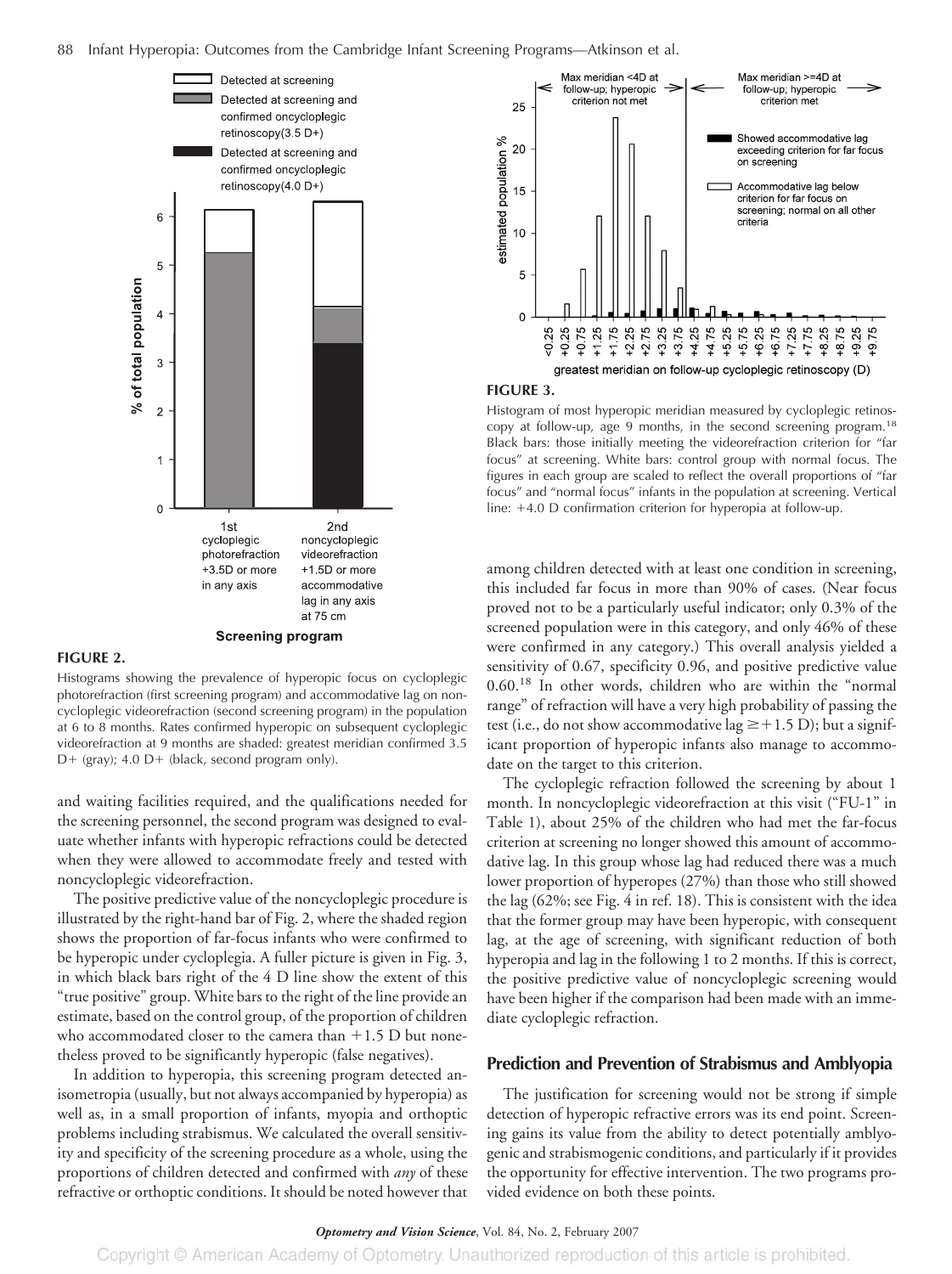**FIGURE 2.**

Histograms showing the prevalence of hyperopic focus on cycloplegic photorefraction (first screening program) and accommodative lag on noncycloplegic videorefraction (second screening program) in the population at 6 to 8 months. Rates confirmed hyperopic on subsequent cycloplegic videorefraction at 9 months are shaded: greatest meridian confirmed 3.5 D+ (gray); 4.0 D+ (black, second program only).

**FIGURE 3.**

Histogram of most hyperopic meridian measured by cycloplegic retinoscopy at follow-up, age 9 months, in the second screening program.[18] Black bars: those initially meeting the videorefraction criterion for "far focus" at screening. White bars: control group with normal focus. The figures in each group are scaled to reflect the overall proportions of "far focus" and "normal focus" infants in the population at screening. Vertical line: +4.0 D confirmation criterion for hyperopia at follow-up.

and waiting facilities required, and the qualifications needed for the screening personnel, the second program was designed to evaluate whether infants with hyperopic refractions could be detected when they were allowed to accommodate freely and tested with noncycloplegic videorefraction.

The positive predictive value of the noncycloplegic procedure is illustrated by the right-hand bar of Fig. 2, where the shaded region shows the proportion of far-focus infants who were confirmed to be hyperopic under cycloplegia. A fuller picture is given in Fig. 3, in which black bars right of the 4 D line show the extent of this "true positive" group. White bars to the right of the line provide an estimate, based on the control group, of the proportion of children who accommodated closer to the camera than +1.5 D but nonetheless proved to be significantly hyperopic (false negatives).

In addition to hyperopia, this screening program detected anisometropia (usually, but not always accompanied by hyperopia) as well as, in a small proportion of infants, myopia and orthoptic problems including strabismus. We calculated the overall sensitivity and specificity of the screening procedure as a whole, using the proportions of children detected and confirmed with *any* of these refractive or orthoptic conditions. It should be noted however that among children detected with at least one condition in screening, this included far focus in more than 90% of cases. (Near focus proved not to be a particularly useful indicator; only 0.3% of the screened population were in this category, and only 46% of these were confirmed in any category.) This overall analysis yielded a sensitivity of 0.67, specificity 0.96, and positive predictive value 0.60.[18] In other words, children who are within the "normal range" of refraction will have a very high probability of passing the test (i.e., do not show accommodative lag ≥+1.5 D); but a significant proportion of hyperopic infants also manage to accommodate on the target to this criterion.

The cycloplegic refraction followed the screening by about 1 month. In noncycloplegic videorefraction at this visit ("FU-1" in Table 1), about 25% of the children who had met the far-focus criterion at screening no longer showed this amount of accommodative lag. In this group whose lag had reduced there was a much lower proportion of hyperopes (27%) than those who still showed the lag (62%; see Fig. 4 in ref. 18). This is consistent with the idea that the former group may have been hyperopic, with consequent lag, at the age of screening, with significant reduction of both hyperopia and lag in the following 1 to 2 months. If this is correct, the positive predictive value of noncycloplegic screening would have been higher if the comparison had been made with an immediate cycloplegic refraction.

## Prediction and Prevention of Strabismus and Amblyopia

The justification for screening would not be strong if simple detection of hyperopic refractive errors was its end point. Screening gains its value from the ability to detect potentially amblyogenic and strabismogenic conditions, and particularly if it provides the opportunity for effective intervention. The two programs provided evidence on both these points.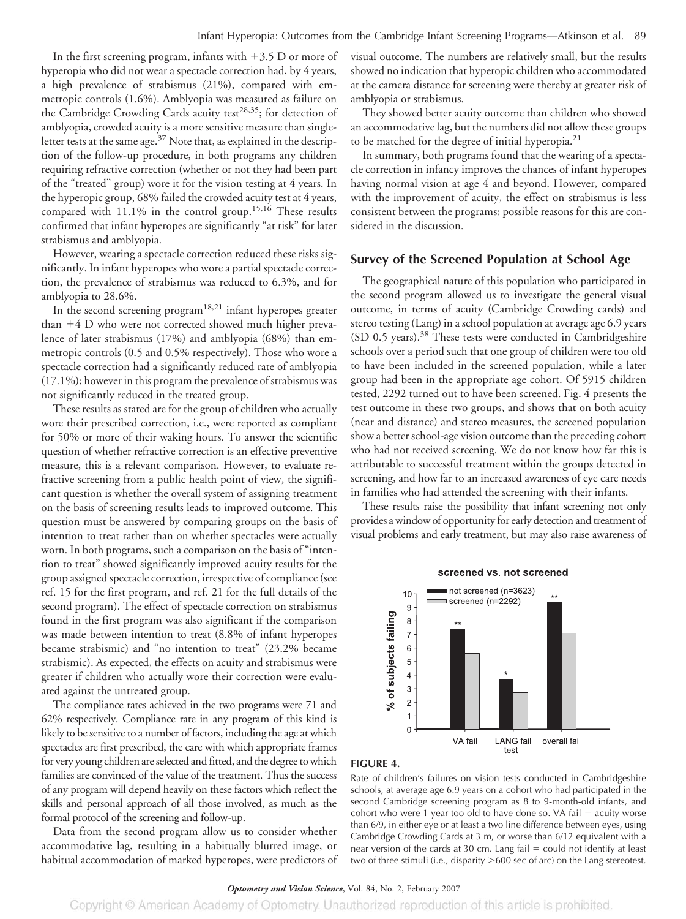In the first screening program, infants with +3.5 D or more of hyperopia who did not wear a spectacle correction had, by 4 years, a high prevalence of strabismus (21%), compared with emmetropic controls (1.6%). Amblyopia was measured as failure on the Cambridge Crowding Cards acuity test[28,35]; for detection of amblyopia, crowded acuity is a more sensitive measure than single-letter tests at the same age.[37] Note that, as explained in the description of the follow-up procedure, in both programs any children requiring refractive correction (whether or not they had been part of the "treated" group) wore it for the vision testing at 4 years. In the hyperopic group, 68% failed the crowded acuity test at 4 years, compared with 11.1% in the control group.[15,16] These results confirmed that infant hyperopes are significantly "at risk" for later strabismus and amblyopia.

However, wearing a spectacle correction reduced these risks significantly. In infant hyperopes who wore a partial spectacle correction, the prevalence of strabismus was reduced to 6.3%, and for amblyopia to 28.6%.

In the second screening program[18,21] infant hyperopes greater than +4 D who were not corrected showed much higher prevalence of later strabismus (17%) and amblyopia (68%) than emmetropic controls (0.5 and 0.5% respectively). Those who wore a spectacle correction had a significantly reduced rate of amblyopia (17.1%); however in this program the prevalence of strabismus was not significantly reduced in the treated group.

These results as stated are for the group of children who actually wore their prescribed correction, i.e., were reported as compliant for 50% or more of their waking hours. To answer the scientific question of whether refractive correction is an effective preventive measure, this is a relevant comparison. However, to evaluate refractive screening from a public health point of view, the significant question is whether the overall system of assigning treatment on the basis of screening results leads to improved outcome. This question must be answered by comparing groups on the basis of intention to treat rather than on whether spectacles were actually worn. In both programs, such a comparison on the basis of "intention to treat" showed significantly improved acuity results for the group assigned spectacle correction, irrespective of compliance (see ref. 15 for the first program, and ref. 21 for the full details of the second program). The effect of spectacle correction on strabismus found in the first program was also significant if the comparison was made between intention to treat (8.8% of infant hyperopes became strabismic) and "no intention to treat" (23.2% became strabismic). As expected, the effects on acuity and strabismus were greater if children who actually wore their correction were evaluated against the untreated group.

The compliance rates achieved in the two programs were 71 and 62% respectively. Compliance rate in any program of this kind is likely to be sensitive to a number of factors, including the age at which spectacles are first prescribed, the care with which appropriate frames for very young children are selected and fitted, and the degree to which families are convinced of the value of the treatment. Thus the success of any program will depend heavily on these factors which reflect the skills and personal approach of all those involved, as much as the formal protocol of the screening and follow-up.

Data from the second program allow us to consider whether accommodative lag, resulting in a habitually blurred image, or habitual accommodation of marked hyperopes, were predictors of visual outcome. The numbers are relatively small, but the results showed no indication that hyperopic children who accommodated at the camera distance for screening were thereby at greater risk of amblyopia or strabismus.

They showed better acuity outcome than children who showed an accommodative lag, but the numbers did not allow these groups to be matched for the degree of initial hyperopia.[21]

In summary, both programs found that the wearing of a spectacle correction in infancy improves the chances of infant hyperopes having normal vision at age 4 and beyond. However, compared with the improvement of acuity, the effect on strabismus is less consistent between the programs; possible reasons for this are considered in the discussion.

## Survey of the Screened Population at School Age

The geographical nature of this population who participated in the second program allowed us to investigate the general visual outcome, in terms of acuity (Cambridge Crowding cards) and stereo testing (Lang) in a school population at average age 6.9 years (SD 0.5 years).[38] These tests were conducted in Cambridgeshire schools over a period such that one group of children were too old to have been included in the screened population, while a later group had been in the appropriate age cohort. Of 5915 children tested, 2292 turned out to have been screened. Fig. 4 presents the test outcome in these two groups, and shows that on both acuity (near and distance) and stereo measures, the screened population show a better school-age vision outcome than the preceding cohort who had not received screening. We do not know how far this is attributable to successful treatment within the groups detected in screening, and how far to an increased awareness of eye care needs in families who had attended the screening with their infants.

These results raise the possibility that infant screening not only provides a window of opportunity for early detection and treatment of visual problems and early treatment, but may also raise awareness of

**FIGURE 4.**

Rate of children's failures on vision tests conducted in Cambridgeshire schools, at average age 6.9 years on a cohort who had participated in the second Cambridge screening program as 8 to 9-month-old infants, and cohort who were 1 year too old to have done so. VA fail = acuity worse than 6/9, in either eye or at least a two line difference between eyes, using Cambridge Crowding Cards at 3 m, or worse than 6/12 equivalent with a near version of the cards at 30 cm. Lang fail = could not identify at least two of three stimuli (i.e., disparity >600 sec of arc) on the Lang stereotest.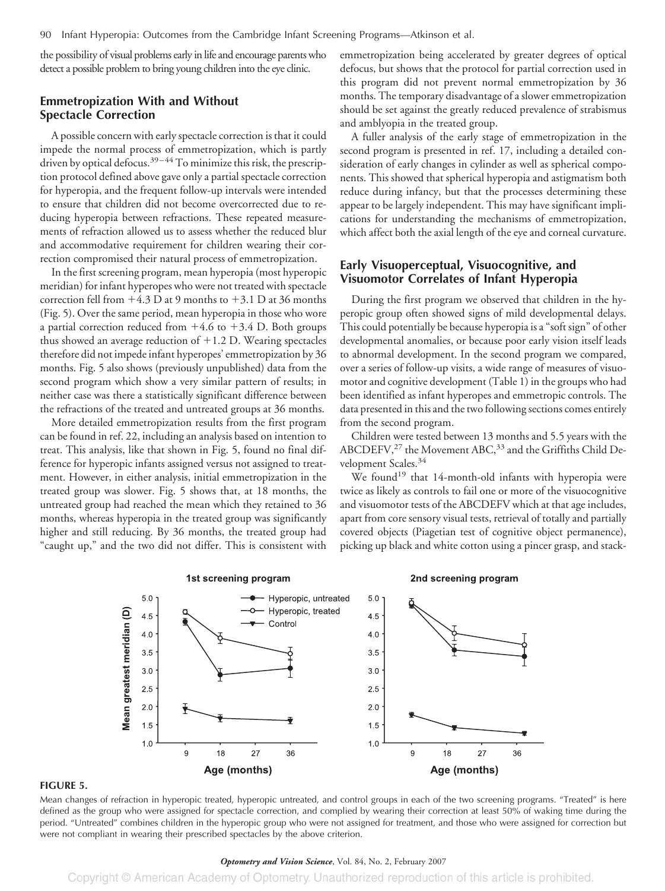the possibility of visual problems early in life and encourage parents who detect a possible problem to bring young children into the eye clinic.

## Emmetropization With and Without Spectacle Correction

A possible concern with early spectacle correction is that it could impede the normal process of emmetropization, which is partly driven by optical defocus.[39–44] To minimize this risk, the prescription protocol defined above gave only a partial spectacle correction for hyperopia, and the frequent follow-up intervals were intended to ensure that children did not become overcorrected due to reducing hyperopia between refractions. These repeated measurements of refraction allowed us to assess whether the reduced blur and accommodative requirement for children wearing their correction compromised their natural process of emmetropization.

In the first screening program, mean hyperopia (most hyperopic meridian) for infant hyperopes who were not treated with spectacle correction fell from +4.3 D at 9 months to +3.1 D at 36 months (Fig. 5). Over the same period, mean hyperopia in those who wore a partial correction reduced from +4.6 to +3.4 D. Both groups thus showed an average reduction of +1.2 D. Wearing spectacles therefore did not impede infant hyperopes' emmetropization by 36 months. Fig. 5 also shows (previously unpublished) data from the second program which show a very similar pattern of results; in neither case was there a statistically significant difference between the refractions of the treated and untreated groups at 36 months.

More detailed emmetropization results from the first program can be found in ref. 22, including an analysis based on intention to treat. This analysis, like that shown in Fig. 5, found no final difference for hyperopic infants assigned versus not assigned to treatment. However, in either analysis, initial emmetropization in the treated group was slower. Fig. 5 shows that, at 18 months, the untreated group had reached the mean which they retained to 36 months, whereas hyperopia in the treated group was significantly higher and still reducing. By 36 months, the treated group had "caught up," and the two did not differ. This is consistent with emmetropization being accelerated by greater degrees of optical defocus, but shows that the protocol for partial correction used in this program did not prevent normal emmetropization by 36 months. The temporary disadvantage of a slower emmetropization should be set against the greatly reduced prevalence of strabismus and amblyopia in the treated group.

A fuller analysis of the early stage of emmetropization in the second program is presented in ref. 17, including a detailed consideration of early changes in cylinder as well as spherical components. This showed that spherical hyperopia and astigmatism both reduce during infancy, but that the processes determining these appear to be largely independent. This may have significant implications for understanding the mechanisms of emmetropization, which affect both the axial length of the eye and corneal curvature.

## Early Visuoperceptual, Visuocognitive, and Visuomotor Correlates of Infant Hyperopia

During the first program we observed that children in the hyperopic group often showed signs of mild developmental delays. This could potentially be because hyperopia is a "soft sign" of other developmental anomalies, or because poor early vision itself leads to abnormal development. In the second program we compared, over a series of follow-up visits, a wide range of measures of visuomotor and cognitive development (Table 1) in the groups who had been identified as infant hyperopes and emmetropic controls. The data presented in this and the two following sections comes entirely from the second program.

Children were tested between 13 months and 5.5 years with the ABCDEFV,[27] the Movement ABC,[33] and the Griffiths Child Development Scales.[34]

We found[19] that 14-month-old infants with hyperopia were twice as likely as controls to fail one or more of the visuocognitive and visuomotor tests of the ABCDEFV which at that age includes, apart from core sensory visual tests, retrieval of totally and partially covered objects (Piagetian test of cognitive object permanence), picking up black and white cotton using a pincer grasp, and stack-

**FIGURE 5.**

Mean changes of refraction in hyperopic treated, hyperopic untreated, and control groups in each of the two screening programs. "Treated" is here defined as the group who were assigned for spectacle correction, and complied by wearing their correction at least 50% of waking time during the period. "Untreated" combines children in the hyperopic group who were not assigned for treatment, and those who were assigned for correction but were not compliant in wearing their prescribed spectacles by the above criterion.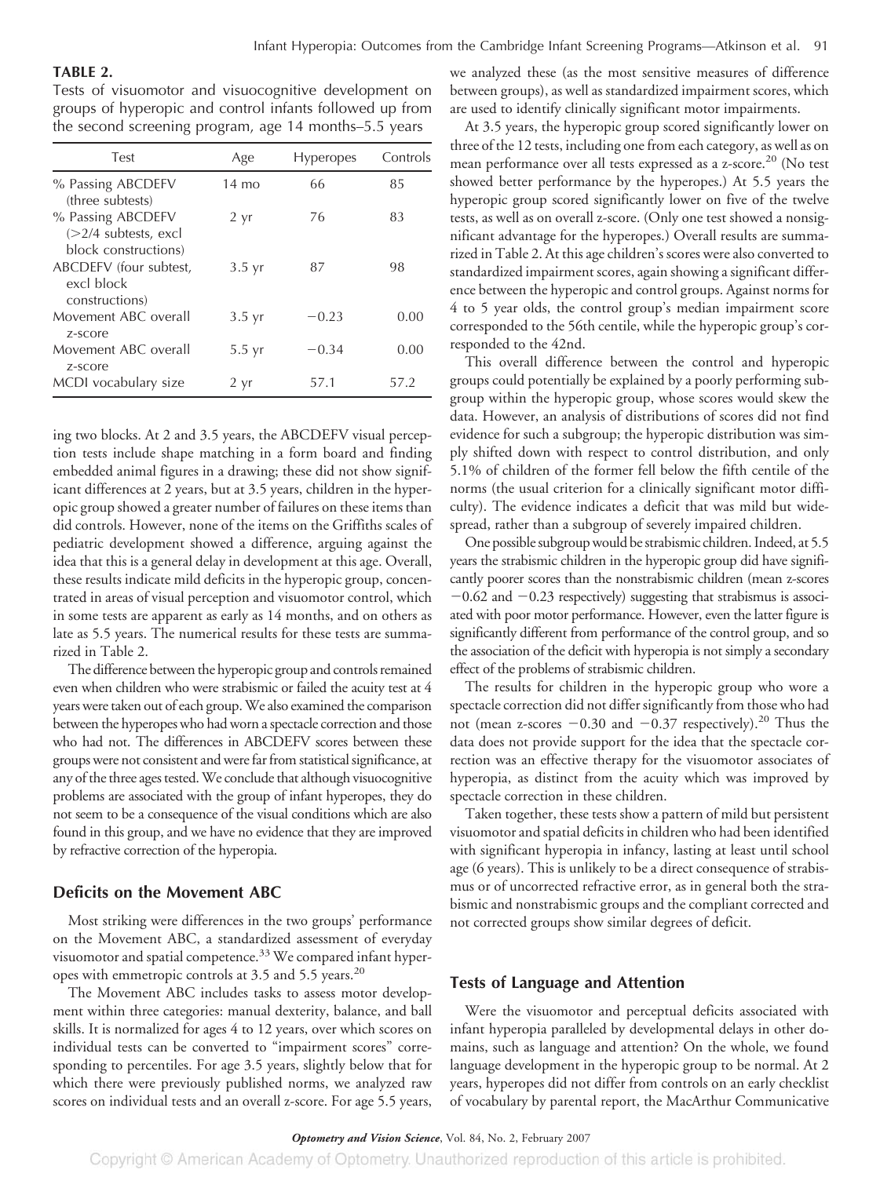**TABLE 2.**
Tests of visuomotor and visuocognitive development on groups of hyperopic and control infants followed up from the second screening program, age 14 months–5.5 years

| Test | Age | Hyperopes | Controls |
|---|---|---|---|
| % Passing ABCDEFV (three subtests) | 14 mo | 66 | 85 |
| % Passing ABCDEFV (>2/4 subtests, excl block constructions) | 2 yr | 76 | 83 |
| ABCDEFV (four subtest, excl block constructions) | 3.5 yr | 87 | 98 |
| Movement ABC overall z-score | 3.5 yr | −0.23 | 0.00 |
| Movement ABC overall z-score | 5.5 yr | −0.34 | 0.00 |
| MCDI vocabulary size | 2 yr | 57.1 | 57.2 |

ing two blocks. At 2 and 3.5 years, the ABCDEFV visual perception tests include shape matching in a form board and finding embedded animal figures in a drawing; these did not show significant differences at 2 years, but at 3.5 years, children in the hyperopic group showed a greater number of failures on these items than did controls. However, none of the items on the Griffiths scales of pediatric development showed a difference, arguing against the idea that this is a general delay in development at this age. Overall, these results indicate mild deficits in the hyperopic group, concentrated in areas of visual perception and visuomotor control, which in some tests are apparent as early as 14 months, and on others as late as 5.5 years. The numerical results for these tests are summarized in Table 2.

The difference between the hyperopic group and controls remained even when children who were strabismic or failed the acuity test at 4 years were taken out of each group. We also examined the comparison between the hyperopes who had worn a spectacle correction and those who had not. The differences in ABCDEFV scores between these groups were not consistent and were far from statistical significance, at any of the three ages tested. We conclude that although visuocognitive problems are associated with the group of infant hyperopes, they do not seem to be a consequence of the visual conditions which are also found in this group, and we have no evidence that they are improved by refractive correction of the hyperopia.

## Deficits on the Movement ABC

Most striking were differences in the two groups' performance on the Movement ABC, a standardized assessment of everyday visuomotor and spatial competence.[33] We compared infant hyperopes with emmetropic controls at 3.5 and 5.5 years.[20]

The Movement ABC includes tasks to assess motor development within three categories: manual dexterity, balance, and ball skills. It is normalized for ages 4 to 12 years, over which scores on individual tests can be converted to "impairment scores" corresponding to percentiles. For age 3.5 years, slightly below that for which there were previously published norms, we analyzed raw scores on individual tests and an overall z-score. For age 5.5 years, we analyzed these (as the most sensitive measures of difference between groups), as well as standardized impairment scores, which are used to identify clinically significant motor impairments.

At 3.5 years, the hyperopic group scored significantly lower on three of the 12 tests, including one from each category, as well as on mean performance over all tests expressed as a z-score.[20] (No test showed better performance by the hyperopes.) At 5.5 years the hyperopic group scored significantly lower on five of the twelve tests, as well as on overall z-score. (Only one test showed a nonsignificant advantage for the hyperopes.) Overall results are summarized in Table 2. At this age children's scores were also converted to standardized impairment scores, again showing a significant difference between the hyperopic and control groups. Against norms for 4 to 5 year olds, the control group's median impairment score corresponded to the 56th centile, while the hyperopic group's corresponded to the 42nd.

This overall difference between the control and hyperopic groups could potentially be explained by a poorly performing subgroup within the hyperopic group, whose scores would skew the data. However, an analysis of distributions of scores did not find evidence for such a subgroup; the hyperopic distribution was simply shifted down with respect to control distribution, and only 5.1% of children of the former fell below the fifth centile of the norms (the usual criterion for a clinically significant motor difficulty). The evidence indicates a deficit that was mild but widespread, rather than a subgroup of severely impaired children.

One possible subgroup would be strabismic children. Indeed, at 5.5 years the strabismic children in the hyperopic group did have significantly poorer scores than the nonstrabismic children (mean z-scores −0.62 and −0.23 respectively) suggesting that strabismus is associated with poor motor performance. However, even the latter figure is significantly different from performance of the control group, and so the association of the deficit with hyperopia is not simply a secondary effect of the problems of strabismic children.

The results for children in the hyperopic group who wore a spectacle correction did not differ significantly from those who had not (mean z-scores −0.30 and −0.37 respectively).[20] Thus the data does not provide support for the idea that the spectacle correction was an effective therapy for the visuomotor associates of hyperopia, as distinct from the acuity which was improved by spectacle correction in these children.

Taken together, these tests show a pattern of mild but persistent visuomotor and spatial deficits in children who had been identified with significant hyperopia in infancy, lasting at least until school age (6 years). This is unlikely to be a direct consequence of strabismus or of uncorrected refractive error, as in general both the strabismic and nonstrabismic groups and the compliant corrected and not corrected groups show similar degrees of deficit.

## Tests of Language and Attention

Were the visuomotor and perceptual deficits associated with infant hyperopia paralleled by developmental delays in other domains, such as language and attention? On the whole, we found language development in the hyperopic group to be normal. At 2 years, hyperopes did not differ from controls on an early checklist of vocabulary by parental report, the MacArthur Communicative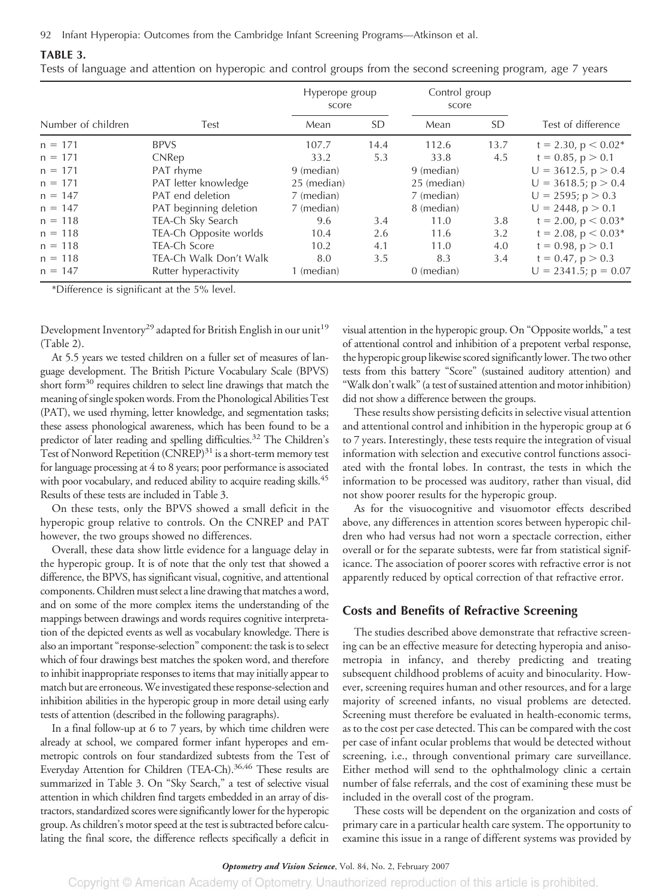**TABLE 3.**
Tests of language and attention on hyperopic and control groups from the second screening program, age 7 years

| Number of children | Test | Hyperope group score | | Control group score | | Test of difference |
|---|---|---|---|---|---|---|
| | | Mean | SD | Mean | SD | |
| n = 171 | BPVS | 107.7 | 14.4 | 112.6 | 13.7 | t = 2.30, p < 0.02* |
| n = 171 | CNRep | 33.2 | 5.3 | 33.8 | 4.5 | t = 0.85, p > 0.1 |
| n = 171 | PAT rhyme | 9 (median) | | 9 (median) | | U = 3612.5, p > 0.4 |
| n = 171 | PAT letter knowledge | 25 (median) | | 25 (median) | | U = 3618.5; p > 0.4 |
| n = 147 | PAT end deletion | 7 (median) | | 7 (median) | | U = 2595; p > 0.3 |
| n = 147 | PAT beginning deletion | 7 (median) | | 8 (median) | | U = 2448, p > 0.1 |
| n = 118 | TEA-Ch Sky Search | 9.6 | 3.4 | 11.0 | 3.8 | t = 2.00, p < 0.03* |
| n = 118 | TEA-Ch Opposite worlds | 10.4 | 2.6 | 11.6 | 3.2 | t = 2.08, p < 0.03* |
| n = 118 | TEA-Ch Score | 10.2 | 4.1 | 11.0 | 4.0 | t = 0.98, p > 0.1 |
| n = 118 | TEA-Ch Walk Don't Walk | 8.0 | 3.5 | 8.3 | 3.4 | t = 0.47, p > 0.3 |
| n = 147 | Rutter hyperactivity | 1 (median) | | 0 (median) | | U = 2341.5; p = 0.07 |

*Difference is significant at the 5% level.

Development Inventory[29] adapted for British English in our unit[19] (Table 2).

At 5.5 years we tested children on a fuller set of measures of language development. The British Picture Vocabulary Scale (BPVS) short form[30] requires children to select line drawings that match the meaning of single spoken words. From the Phonological Abilities Test (PAT), we used rhyming, letter knowledge, and segmentation tasks; these assess phonological awareness, which has been found to be a predictor of later reading and spelling difficulties.[32] The Children's Test of Nonword Repetition (CNREP)[31] is a short-term memory test for language processing at 4 to 8 years; poor performance is associated with poor vocabulary, and reduced ability to acquire reading skills.[45] Results of these tests are included in Table 3.

On these tests, only the BPVS showed a small deficit in the hyperopic group relative to controls. On the CNREP and PAT however, the two groups showed no differences.

Overall, these data show little evidence for a language delay in the hyperopic group. It is of note that the only test that showed a difference, the BPVS, has significant visual, cognitive, and attentional components. Children must select a line drawing that matches a word, and on some of the more complex items the understanding of the mappings between drawings and words requires cognitive interpretation of the depicted events as well as vocabulary knowledge. There is also an important "response-selection" component: the task is to select which of four drawings best matches the spoken word, and therefore to inhibit inappropriate responses to items that may initially appear to match but are erroneous. We investigated these response-selection and inhibition abilities in the hyperopic group in more detail using early tests of attention (described in the following paragraphs).

In a final follow-up at 6 to 7 years, by which time children were already at school, we compared former infant hyperopes and emmetropic controls on four standardized subtests from the Test of Everyday Attention for Children (TEA-Ch).[36,46] These results are summarized in Table 3. On "Sky Search," a test of selective visual attention in which children find targets embedded in an array of distractors, standardized scores were significantly lower for the hyperopic group. As children's motor speed at the test is subtracted before calculating the final score, the difference reflects specifically a deficit in visual attention in the hyperopic group. On "Opposite worlds," a test of attentional control and inhibition of a prepotent verbal response, the hyperopic group likewise scored significantly lower. The two other tests from this battery "Score" (sustained auditory attention) and "Walk don't walk" (a test of sustained attention and motor inhibition) did not show a difference between the groups.

These results show persisting deficits in selective visual attention and attentional control and inhibition in the hyperopic group at 6 to 7 years. Interestingly, these tests require the integration of visual information with selection and executive control functions associated with the frontal lobes. In contrast, the tests in which the information to be processed was auditory, rather than visual, did not show poorer results for the hyperopic group.

As for the visuocognitive and visuomotor effects described above, any differences in attention scores between hyperopic children who had versus had not worn a spectacle correction, either overall or for the separate subtests, were far from statistical significance. The association of poorer scores with refractive error is not apparently reduced by optical correction of that refractive error.

## Costs and Benefits of Refractive Screening

The studies described above demonstrate that refractive screening can be an effective measure for detecting hyperopia and anisometropia in infancy, and thereby predicting and treating subsequent childhood problems of acuity and binocularity. However, screening requires human and other resources, and for a large majority of screened infants, no visual problems are detected. Screening must therefore be evaluated in health-economic terms, as to the cost per case detected. This can be compared with the cost per case of infant ocular problems that would be detected without screening, i.e., through conventional primary care surveillance. Either method will send to the ophthalmology clinic a certain number of false referrals, and the cost of examining these must be included in the overall cost of the program.

These costs will be dependent on the organization and costs of primary care in a particular health care system. The opportunity to examine this issue in a range of different systems was provided by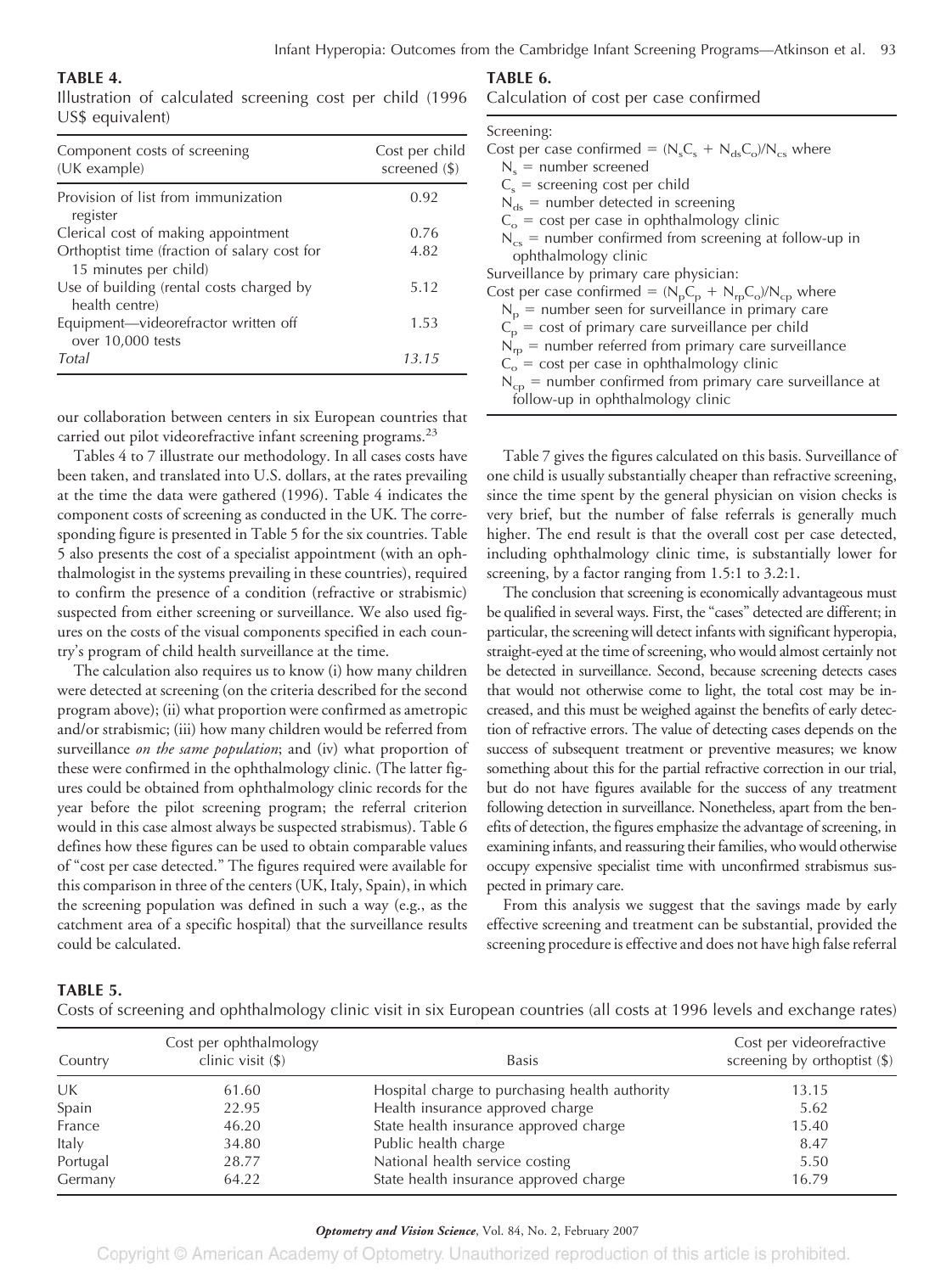**TABLE 4.**
Illustration of calculated screening cost per child (1996 US$ equivalent)

| Component costs of screening (UK example) | Cost per child screened ($) |
|---|---|
| Provision of list from immunization register | 0.92 |
| Clerical cost of making appointment | 0.76 |
| Orthoptist time (fraction of salary cost for 15 minutes per child) | 4.82 |
| Use of building (rental costs charged by health centre) | 5.12 |
| Equipment—videorefractor written off over 10,000 tests | 1.53 |
| *Total* | *13.15* |

our collaboration between centers in six European countries that carried out pilot videorefractive infant screening programs.[23]

Tables 4 to 7 illustrate our methodology. In all cases costs have been taken, and translated into U.S. dollars, at the rates prevailing at the time the data were gathered (1996). Table 4 indicates the component costs of screening as conducted in the UK. The corresponding figure is presented in Table 5 for the six countries. Table 5 also presents the cost of a specialist appointment (with an ophthalmologist in the systems prevailing in these countries), required to confirm the presence of a condition (refractive or strabismic) suspected from either screening or surveillance. We also used figures on the costs of the visual components specified in each country's program of child health surveillance at the time.

The calculation also requires us to know (i) how many children were detected at screening (on the criteria described for the second program above); (ii) what proportion were confirmed as ametropic and/or strabismic; (iii) how many children would be referred from surveillance *on the same population*; and (iv) what proportion of these were confirmed in the ophthalmology clinic. (The latter figures could be obtained from ophthalmology clinic records for the year before the pilot screening program; the referral criterion would in this case almost always be suspected strabismus). Table 6 defines how these figures can be used to obtain comparable values of "cost per case detected." The figures required were available for this comparison in three of the centers (UK, Italy, Spain), in which the screening population was defined in such a way (e.g., as the catchment area of a specific hospital) that the surveillance results could be calculated.

**TABLE 6.**
Calculation of cost per case confirmed

Screening:
Cost per case confirmed = $(N_s C_s + N_{ds} C_o)/N_{cs}$ where
- $N_s$ = number screened
- $C_s$ = screening cost per child
- $N_{ds}$ = number detected in screening
- $C_o$ = cost per case in ophthalmology clinic
- $N_{cs}$ = number confirmed from screening at follow-up in ophthalmology clinic

Surveillance by primary care physician:
Cost per case confirmed = $(N_p C_p + N_{rp} C_o)/N_{cp}$ where
- $N_p$ = number seen for surveillance in primary care
- $C_p$ = cost of primary care surveillance per child
- $N_{rp}$ = number referred from primary care surveillance
- $C_o$ = cost per case in ophthalmology clinic
- $N_{cp}$ = number confirmed from primary care surveillance at follow-up in ophthalmology clinic

Table 7 gives the figures calculated on this basis. Surveillance of one child is usually substantially cheaper than refractive screening, since the time spent by the general physician on vision checks is very brief, but the number of false referrals is generally much higher. The end result is that the overall cost per case detected, including ophthalmology clinic time, is substantially lower for screening, by a factor ranging from 1.5:1 to 3.2:1.

The conclusion that screening is economically advantageous must be qualified in several ways. First, the "cases" detected are different; in particular, the screening will detect infants with significant hyperopia, straight-eyed at the time of screening, who would almost certainly not be detected in surveillance. Second, because screening detects cases that would not otherwise come to light, the total cost may be increased, and this must be weighed against the benefits of early detection of refractive errors. The value of detecting cases depends on the success of subsequent treatment or preventive measures; we know something about this for the partial refractive correction in our trial, but do not have figures available for the success of any treatment following detection in surveillance. Nonetheless, apart from the benefits of detection, the figures emphasize the advantage of screening, in examining infants, and reassuring their families, who would otherwise occupy expensive specialist time with unconfirmed strabismus suspected in primary care.

From this analysis we suggest that the savings made by early effective screening and treatment can be substantial, provided the screening procedure is effective and does not have high false referral

**TABLE 5.**
Costs of screening and ophthalmology clinic visit in six European countries (all costs at 1996 levels and exchange rates)

| Country | Cost per ophthalmology clinic visit ($) | Basis | Cost per videorefractive screening by orthoptist ($) |
|---|---|---|---|
| UK | 61.60 | Hospital charge to purchasing health authority | 13.15 |
| Spain | 22.95 | Health insurance approved charge | 5.62 |
| France | 46.20 | State health insurance approved charge | 15.40 |
| Italy | 34.80 | Public health charge | 8.47 |
| Portugal | 28.77 | National health service costing | 5.50 |
| Germany | 64.22 | State health insurance approved charge | 16.79 |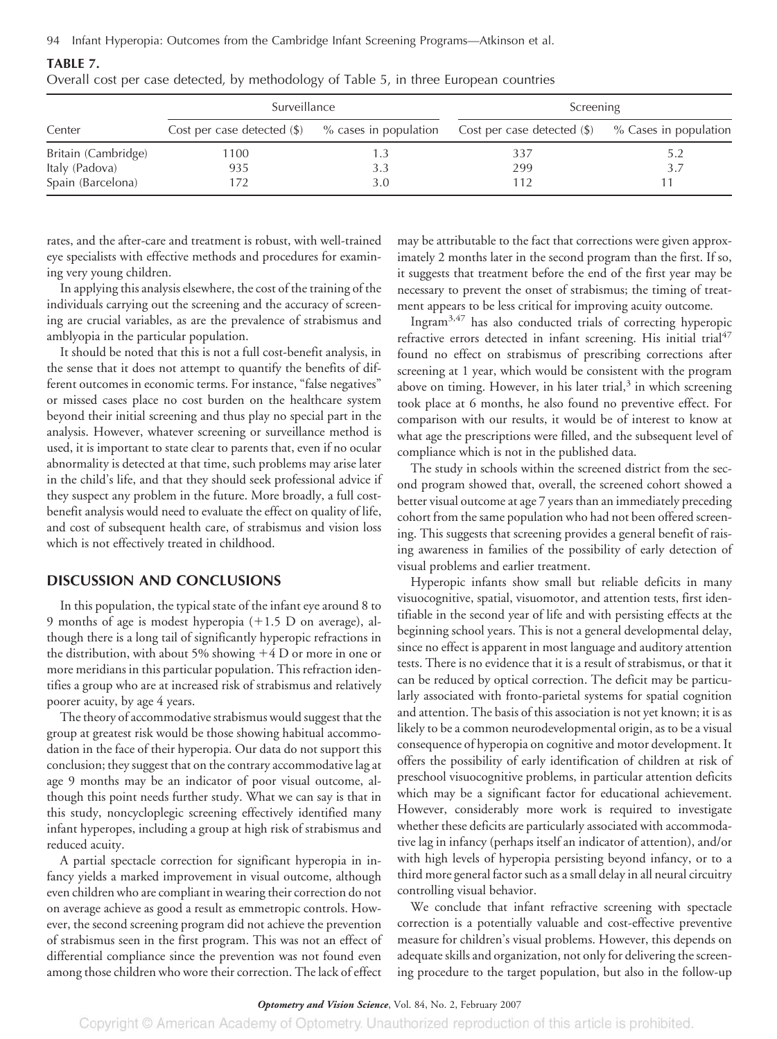**TABLE 7.**
Overall cost per case detected, by methodology of Table 5, in three European countries

| Center | Surveillance | | Screening | |
|---|---|---|---|---|
| | Cost per case detected ($) | % cases in population | Cost per case detected ($) | % Cases in population |
| Britain (Cambridge) | 1100 | 1.3 | 337 | 5.2 |
| Italy (Padova) | 935 | 3.3 | 299 | 3.7 |
| Spain (Barcelona) | 172 | 3.0 | 112 | 11 |

rates, and the after-care and treatment is robust, with well-trained eye specialists with effective methods and procedures for examining very young children.

In applying this analysis elsewhere, the cost of the training of the individuals carrying out the screening and the accuracy of screening are crucial variables, as are the prevalence of strabismus and amblyopia in the particular population.

It should be noted that this is not a full cost-benefit analysis, in the sense that it does not attempt to quantify the benefits of different outcomes in economic terms. For instance, "false negatives" or missed cases place no cost burden on the healthcare system beyond their initial screening and thus play no special part in the analysis. However, whatever screening or surveillance method is used, it is important to state clear to parents that, even if no ocular abnormality is detected at that time, such problems may arise later in the child's life, and that they should seek professional advice if they suspect any problem in the future. More broadly, a full cost-benefit analysis would need to evaluate the effect on quality of life, and cost of subsequent health care, of strabismus and vision loss which is not effectively treated in childhood.

## DISCUSSION AND CONCLUSIONS

In this population, the typical state of the infant eye around 8 to 9 months of age is modest hyperopia (+1.5 D on average), although there is a long tail of significantly hyperopic refractions in the distribution, with about 5% showing +4 D or more in one or more meridians in this particular population. This refraction identifies a group who are at increased risk of strabismus and relatively poorer acuity, by age 4 years.

The theory of accommodative strabismus would suggest that the group at greatest risk would be those showing habitual accommodation in the face of their hyperopia. Our data do not support this conclusion; they suggest that on the contrary accommodative lag at age 9 months may be an indicator of poor visual outcome, although this point needs further study. What we can say is that in this study, noncycloplegic screening effectively identified many infant hyperopes, including a group at high risk of strabismus and reduced acuity.

A partial spectacle correction for significant hyperopia in infancy yields a marked improvement in visual outcome, although even children who are compliant in wearing their correction do not on average achieve as good a result as emmetropic controls. However, the second screening program did not achieve the prevention of strabismus seen in the first program. This was not an effect of differential compliance since the prevention was not found even among those children who wore their correction. The lack of effect may be attributable to the fact that corrections were given approximately 2 months later in the second program than the first. If so, it suggests that treatment before the end of the first year may be necessary to prevent the onset of strabismus; the timing of treatment appears to be less critical for improving acuity outcome.

Ingram[3,47] has also conducted trials of correcting hyperopic refractive errors detected in infant screening. His initial trial[47] found no effect on strabismus of prescribing corrections after screening at 1 year, which would be consistent with the program above on timing. However, in his later trial,[3] in which screening took place at 6 months, he also found no preventive effect. For comparison with our results, it would be of interest to know at what age the prescriptions were filled, and the subsequent level of compliance which is not in the published data.

The study in schools within the screened district from the second program showed that, overall, the screened cohort showed a better visual outcome at age 7 years than an immediately preceding cohort from the same population who had not been offered screening. This suggests that screening provides a general benefit of raising awareness in families of the possibility of early detection of visual problems and earlier treatment.

Hyperopic infants show small but reliable deficits in many visuocognitive, spatial, visuomotor, and attention tests, first identifiable in the second year of life and with persisting effects at the beginning school years. This is not a general developmental delay, since no effect is apparent in most language and auditory attention tests. There is no evidence that it is a result of strabismus, or that it can be reduced by optical correction. The deficit may be particularly associated with fronto-parietal systems for spatial cognition and attention. The basis of this association is not yet known; it is as likely to be a common neurodevelopmental origin, as to be a visual consequence of hyperopia on cognitive and motor development. It offers the possibility of early identification of children at risk of preschool visuocognitive problems, in particular attention deficits which may be a significant factor for educational achievement. However, considerably more work is required to investigate whether these deficits are particularly associated with accommodative lag in infancy (perhaps itself an indicator of attention), and/or with high levels of hyperopia persisting beyond infancy, or to a third more general factor such as a small delay in all neural circuitry controlling visual behavior.

We conclude that infant refractive screening with spectacle correction is a potentially valuable and cost-effective preventive measure for children's visual problems. However, this depends on adequate skills and organization, not only for delivering the screening procedure to the target population, but also in the follow-up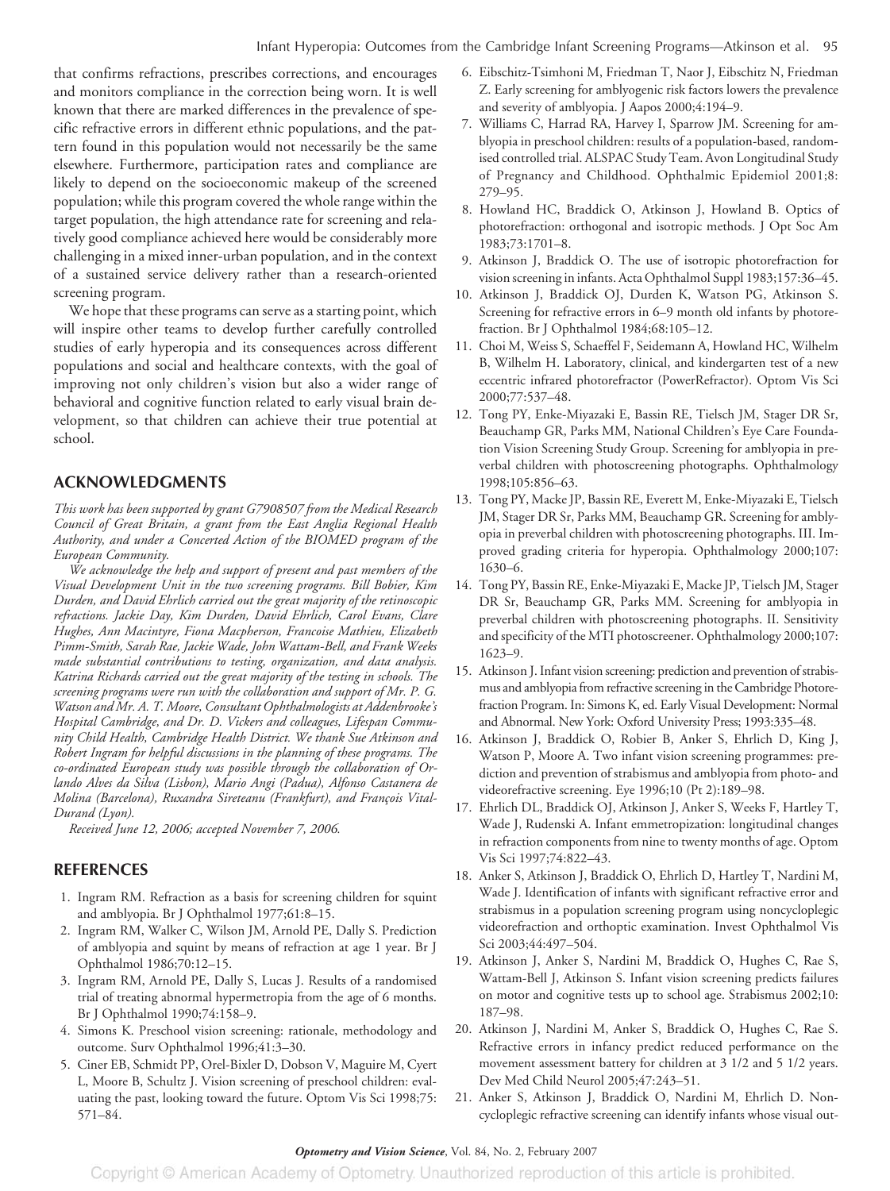that confirms refractions, prescribes corrections, and encourages and monitors compliance in the correction being worn. It is well known that there are marked differences in the prevalence of specific refractive errors in different ethnic populations, and the pattern found in this population would not necessarily be the same elsewhere. Furthermore, participation rates and compliance are likely to depend on the socioeconomic makeup of the screened population; while this program covered the whole range within the target population, the high attendance rate for screening and relatively good compliance achieved here would be considerably more challenging in a mixed inner-urban population, and in the context of a sustained service delivery rather than a research-oriented screening program.

We hope that these programs can serve as a starting point, which will inspire other teams to develop further carefully controlled studies of early hyperopia and its consequences across different populations and social and healthcare contexts, with the goal of improving not only children's vision but also a wider range of behavioral and cognitive function related to early visual brain development, so that children can achieve their true potential at school.

## ACKNOWLEDGMENTS

*This work has been supported by grant G7908507 from the Medical Research Council of Great Britain, a grant from the East Anglia Regional Health Authority, and under a Concerted Action of the BIOMED program of the European Community.*

*We acknowledge the help and support of present and past members of the Visual Development Unit in the two screening programs. Bill Bobier, Kim Durden, and David Ehrlich carried out the great majority of the retinoscopic refractions. Jackie Day, Kim Durden, David Ehrlich, Carol Evans, Clare Hughes, Ann Macintyre, Fiona Macpherson, Francoise Mathieu, Elizabeth Pimm-Smith, Sarah Rae, Jackie Wade, John Wattam-Bell, and Frank Weeks made substantial contributions to testing, organization, and data analysis. Katrina Richards carried out the great majority of the testing in schools. The screening programs were run with the collaboration and support of Mr. P. G. Watson and Mr. A. T. Moore, Consultant Ophthalmologists at Addenbrooke's Hospital Cambridge, and Dr. D. Vickers and colleagues, Lifespan Community Child Health, Cambridge Health District. We thank Sue Atkinson and Robert Ingram for helpful discussions in the planning of these programs. The co-ordinated European study was possible through the collaboration of Orlando Alves da Silva (Lisbon), Mario Angi (Padua), Alfonso Castanera de Molina (Barcelona), Ruxandra Sireteanu (Frankfurt), and François Vital-Durand (Lyon).*

*Received June 12, 2006; accepted November 7, 2006.*

## REFERENCES

1. Ingram RM. Refraction as a basis for screening children for squint and amblyopia. Br J Ophthalmol 1977;61:8–15.
2. Ingram RM, Walker C, Wilson JM, Arnold PE, Dally S. Prediction of amblyopia and squint by means of refraction at age 1 year. Br J Ophthalmol 1986;70:12–15.
3. Ingram RM, Arnold PE, Dally S, Lucas J. Results of a randomised trial of treating abnormal hypermetropia from the age of 6 months. Br J Ophthalmol 1990;74:158–9.
4. Simons K. Preschool vision screening: rationale, methodology and outcome. Surv Ophthalmol 1996;41:3–30.
5. Ciner EB, Schmidt PP, Orel-Bixler D, Dobson V, Maguire M, Cyert L, Moore B, Schultz J. Vision screening of preschool children: evaluating the past, looking toward the future. Optom Vis Sci 1998;75: 571–84.
6. Eibschitz-Tsimhoni M, Friedman T, Naor J, Eibschitz N, Friedman Z. Early screening for amblyogenic risk factors lowers the prevalence and severity of amblyopia. J Aapos 2000;4:194–9.
7. Williams C, Harrad RA, Harvey I, Sparrow JM. Screening for amblyopia in preschool children: results of a population-based, randomised controlled trial. ALSPAC Study Team. Avon Longitudinal Study of Pregnancy and Childhood. Ophthalmic Epidemiol 2001;8: 279–95.
8. Howland HC, Braddick O, Atkinson J, Howland B. Optics of photorefraction: orthogonal and isotropic methods. J Opt Soc Am 1983;73:1701–8.
9. Atkinson J, Braddick O. The use of isotropic photorefraction for vision screening in infants. Acta Ophthalmol Suppl 1983;157:36–45.
10. Atkinson J, Braddick OJ, Durden K, Watson PG, Atkinson S. Screening for refractive errors in 6–9 month old infants by photorefraction. Br J Ophthalmol 1984;68:105–12.
11. Choi M, Weiss S, Schaeffel F, Seidemann A, Howland HC, Wilhelm B, Wilhelm H. Laboratory, clinical, and kindergarten test of a new eccentric infrared photorefractor (PowerRefractor). Optom Vis Sci 2000;77:537–48.
12. Tong PY, Enke-Miyazaki E, Bassin RE, Tielsch JM, Stager DR Sr, Beauchamp GR, Parks MM, National Children's Eye Care Foundation Vision Screening Study Group. Screening for amblyopia in preverbal children with photoscreening photographs. Ophthalmology 1998;105:856–63.
13. Tong PY, Macke JP, Bassin RE, Everett M, Enke-Miyazaki E, Tielsch JM, Stager DR Sr, Parks MM, Beauchamp GR. Screening for amblyopia in preverbal children with photoscreening photographs. III. Improved grading criteria for hyperopia. Ophthalmology 2000;107: 1630–6.
14. Tong PY, Bassin RE, Enke-Miyazaki E, Macke JP, Tielsch JM, Stager DR Sr, Beauchamp GR, Parks MM. Screening for amblyopia in preverbal children with photoscreening photographs. II. Sensitivity and specificity of the MTI photoscreener. Ophthalmology 2000;107: 1623–9.
15. Atkinson J. Infant vision screening: prediction and prevention of strabismus and amblyopia from refractive screening in the Cambridge Photorefraction Program. In: Simons K, ed. Early Visual Development: Normal and Abnormal. New York: Oxford University Press; 1993:335–48.
16. Atkinson J, Braddick O, Robier B, Anker S, Ehrlich D, King J, Watson P, Moore A. Two infant vision screening programmes: prediction and prevention of strabismus and amblyopia from photo- and videorefractive screening. Eye 1996;10 (Pt 2):189–98.
17. Ehrlich DL, Braddick OJ, Atkinson J, Anker S, Weeks F, Hartley T, Wade J, Rudenski A. Infant emmetropization: longitudinal changes in refraction components from nine to twenty months of age. Optom Vis Sci 1997;74:822–43.
18. Anker S, Atkinson J, Braddick O, Ehrlich D, Hartley T, Nardini M, Wade J. Identification of infants with significant refractive error and strabismus in a population screening program using noncycloplegic videorefraction and orthoptic examination. Invest Ophthalmol Vis Sci 2003;44:497–504.
19. Atkinson J, Anker S, Nardini M, Braddick O, Hughes C, Rae S, Wattam-Bell J, Atkinson S. Infant vision screening predicts failures on motor and cognitive tests up to school age. Strabismus 2002;10: 187–98.
20. Atkinson J, Nardini M, Anker S, Braddick O, Hughes C, Rae S. Refractive errors in infancy predict reduced performance on the movement assessment battery for children at 3 1/2 and 5 1/2 years. Dev Med Child Neurol 2005;47:243–51.
21. Anker S, Atkinson J, Braddick O, Nardini M, Ehrlich D. Non-cycloplegic refractive screening can identify infants whose visual out-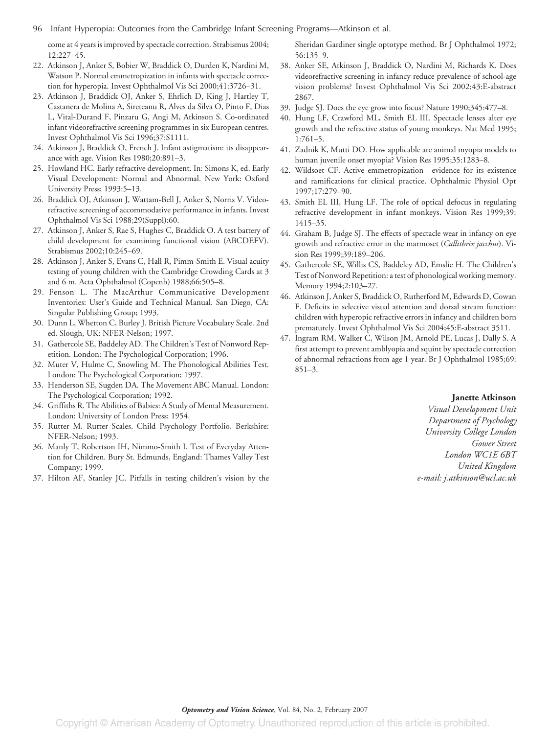come at 4 years is improved by spectacle correction. Strabismus 2004; 12:227–45.

22. Atkinson J, Anker S, Bobier W, Braddick O, Durden K, Nardini M, Watson P. Normal emmetropization in infants with spectacle correction for hyperopia. Invest Ophthalmol Vis Sci 2000;41:3726–31.
23. Atkinson J, Braddick OJ, Anker S, Ehrlich D, King J, Hartley T, Castanera de Molina A, Sireteanu R, Alves da Silva O, Pinto F, Dias L, Vital-Durand F, Pinzaru G, Angi M, Atkinson S. Co-ordinated infant videorefractive screening programmes in six European centres. Invest Ophthalmol Vis Sci 1996;37:S1111.
24. Atkinson J, Braddick O, French J. Infant astigmatism: its disappearance with age. Vision Res 1980;20:891–3.
25. Howland HC. Early refractive development. In: Simons K, ed. Early Visual Development: Normal and Abnormal. New York: Oxford University Press; 1993:5–13.
26. Braddick OJ, Atkinson J, Wattam-Bell J, Anker S, Norris V. Videorefractive screening of accommodative performance in infants. Invest Ophthalmol Vis Sci 1988;29(Suppl):60.
27. Atkinson J, Anker S, Rae S, Hughes C, Braddick O. A test battery of child development for examining functional vision (ABCDEFV). Strabismus 2002;10:245–69.
28. Atkinson J, Anker S, Evans C, Hall R, Pimm-Smith E. Visual acuity testing of young children with the Cambridge Crowding Cards at 3 and 6 m. Acta Ophthalmol (Copenh) 1988;66:505–8.
29. Fenson L. The MacArthur Communicative Development Inventories: User's Guide and Technical Manual. San Diego, CA: Singular Publishing Group; 1993.
30. Dunn L, Whetton C, Burley J. British Picture Vocabulary Scale. 2nd ed. Slough, UK: NFER-Nelson; 1997.
31. Gathercole SE, Baddeley AD. The Children's Test of Nonword Repetition. London: The Psychological Corporation; 1996.
32. Muter V, Hulme C, Snowling M. The Phonological Abilities Test. London: The Psychological Corporation; 1997.
33. Henderson SE, Sugden DA. The Movement ABC Manual. London: The Psychological Corporation; 1992.
34. Griffiths R. The Abilities of Babies: A Study of Mental Measurement. London: University of London Press; 1954.
35. Rutter M. Rutter Scales. Child Psychology Portfolio. Berkshire: NFER-Nelson; 1993.
36. Manly T, Robertson IH, Nimmo-Smith I. Test of Everyday Attention for Children. Bury St. Edmunds, England: Thames Valley Test Company; 1999.
37. Hilton AF, Stanley JC. Pitfalls in testing children's vision by the Sheridan Gardiner single optotype method. Br J Ophthalmol 1972; 56:135–9.
38. Anker SE, Atkinson J, Braddick O, Nardini M, Richards K. Does videorefractive screening in infancy reduce prevalence of school-age vision problems? Invest Ophthalmol Vis Sci 2002;43:E-abstract 2867.
39. Judge SJ. Does the eye grow into focus? Nature 1990;345:477–8.
40. Hung LF, Crawford ML, Smith EL III. Spectacle lenses alter eye growth and the refractive status of young monkeys. Nat Med 1995; 1:761–5.
41. Zadnik K, Mutti DO. How applicable are animal myopia models to human juvenile onset myopia? Vision Res 1995;35:1283–8.
42. Wildsoet CF. Active emmetropization—evidence for its existence and ramifications for clinical practice. Ophthalmic Physiol Opt 1997;17:279–90.
43. Smith EL III, Hung LF. The role of optical defocus in regulating refractive development in infant monkeys. Vision Res 1999;39: 1415–35.
44. Graham B, Judge SJ. The effects of spectacle wear in infancy on eye growth and refractive error in the marmoset (*Callithrix jacchus*). Vision Res 1999;39:189–206.
45. Gathercole SE, Willis CS, Baddeley AD, Emslie H. The Children's Test of Nonword Repetition: a test of phonological working memory. Memory 1994;2:103–27.
46. Atkinson J, Anker S, Braddick O, Rutherford M, Edwards D, Cowan F. Deficits in selective visual attention and dorsal stream function: children with hyperopic refractive errors in infancy and children born prematurely. Invest Ophthalmol Vis Sci 2004;45:E-abstract 3511.
47. Ingram RM, Walker C, Wilson JM, Arnold PE, Lucas J, Dally S. A first attempt to prevent amblyopia and squint by spectacle correction of abnormal refractions from age 1 year. Br J Ophthalmol 1985;69: 851–3.

**Janette Atkinson**
*Visual Development Unit*
*Department of Psychology*
*University College London*
*Gower Street*
*London WC1E 6BT*
*United Kingdom*
*e-mail: j.atkinson@ucl.ac.uk*